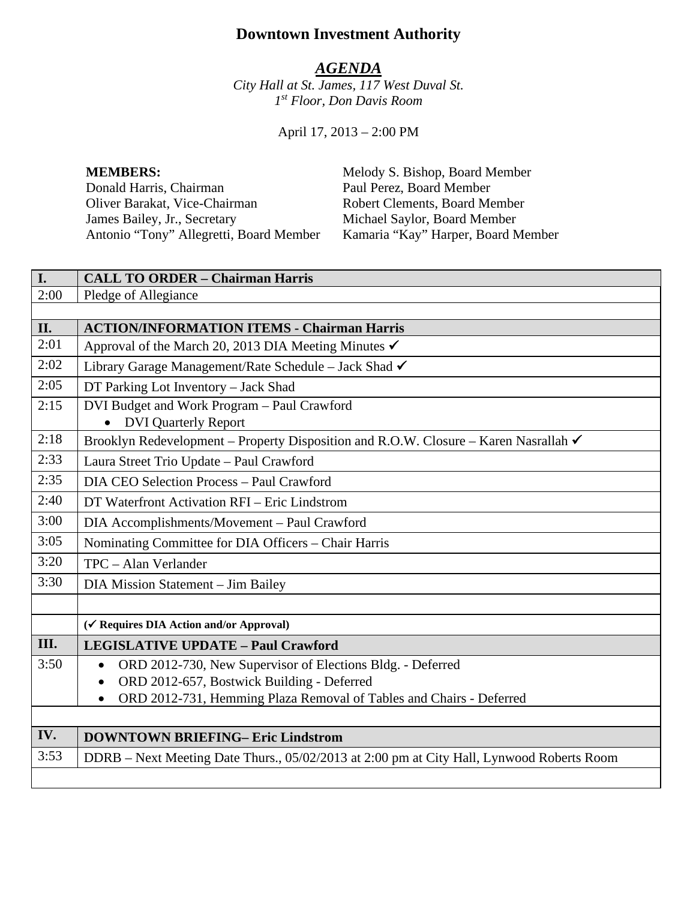# Downtown Investment Authority

## ***AGENDA***

*City Hall at St. James, 117 West Duval St.*
*1st Floor, Don Davis Room*

April 17, 2013 – 2:00 PM

**MEMBERS:**
Donald Harris, Chairman
Oliver Barakat, Vice-Chairman
James Bailey, Jr., Secretary
Antonio “Tony” Allegretti, Board Member
Melody S. Bishop, Board Member
Paul Perez, Board Member
Robert Clements, Board Member
Michael Saylor, Board Member
Kamaria “Kay” Harper, Board Member

| **I.** | **CALL TO ORDER – Chairman Harris** |
|---|---|
| 2:00 | Pledge of Allegiance |
| | |
| **II.** | **ACTION/INFORMATION ITEMS - Chairman Harris** |
| 2:01 | Approval of the March 20, 2013 DIA Meeting Minutes ✔ |
| 2:02 | Library Garage Management/Rate Schedule – Jack Shad ✔ |
| 2:05 | DT Parking Lot Inventory – Jack Shad |
| 2:15 | DVI Budget and Work Program – Paul Crawford<br>• DVI Quarterly Report |
| 2:18 | Brooklyn Redevelopment – Property Disposition and R.O.W. Closure – Karen Nasrallah ✔ |
| 2:33 | Laura Street Trio Update – Paul Crawford |
| 2:35 | DIA CEO Selection Process – Paul Crawford |
| 2:40 | DT Waterfront Activation RFI – Eric Lindstrom |
| 3:00 | DIA Accomplishments/Movement – Paul Crawford |
| 3:05 | Nominating Committee for DIA Officers – Chair Harris |
| 3:20 | TPC – Alan Verlander |
| 3:30 | DIA Mission Statement – Jim Bailey |
| | |
| | **(✔ Requires DIA Action and/or Approval)** |
| **III.** | **LEGISLATIVE UPDATE – Paul Crawford** |
| 3:50 | • ORD 2012-730, New Supervisor of Elections Bldg. - Deferred<br>• ORD 2012-657, Bostwick Building - Deferred<br>• ORD 2012-731, Hemming Plaza Removal of Tables and Chairs - Deferred |
| | |
| **IV.** | **DOWNTOWN BRIEFING– Eric Lindstrom** |
| 3:53 | DDRB – Next Meeting Date Thurs., 05/02/2013 at 2:00 pm at City Hall, Lynwood Roberts Room |
| | |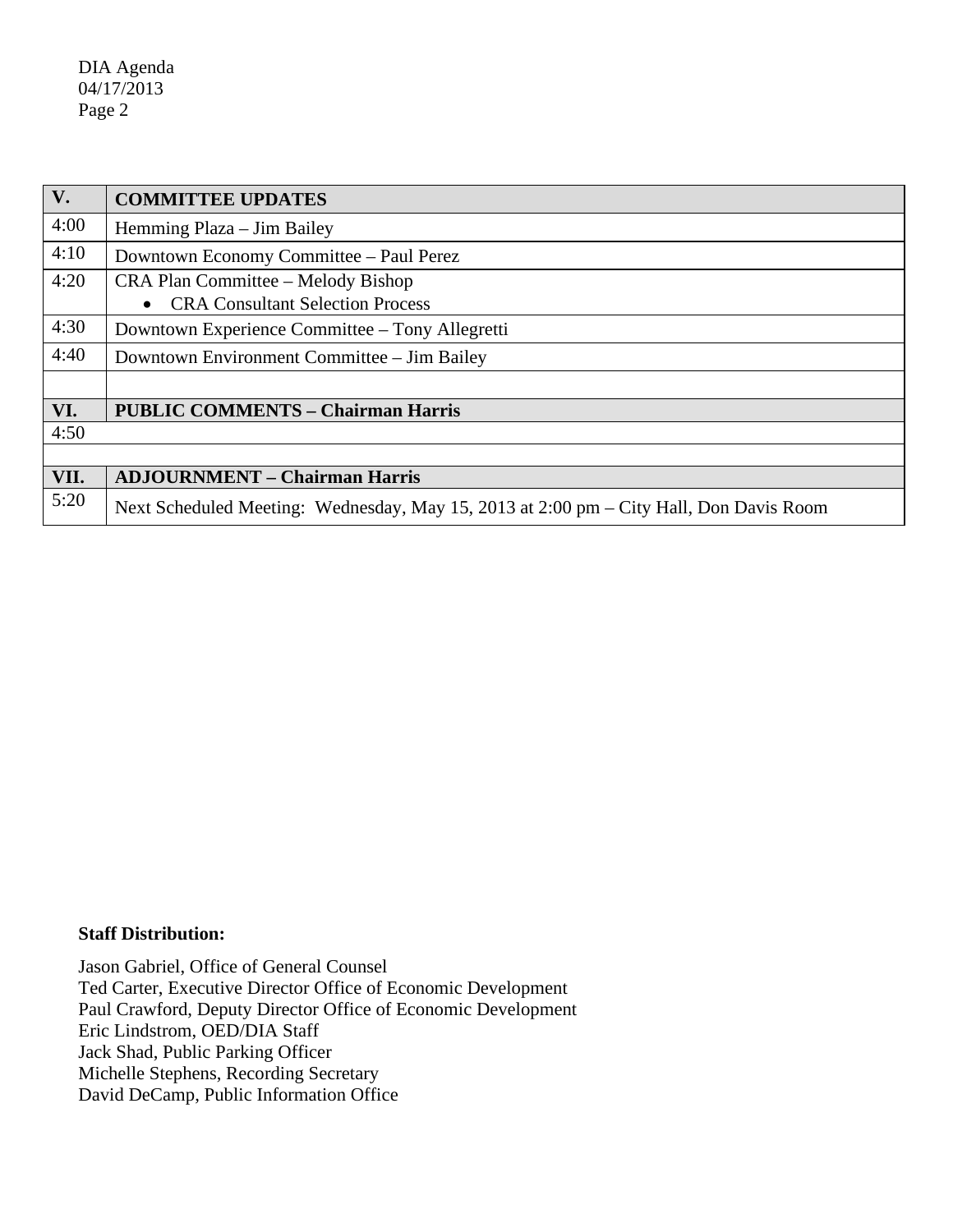| V. | COMMITTEE UPDATES |
|---|---|
| 4:00 | Hemming Plaza – Jim Bailey |
| 4:10 | Downtown Economy Committee – Paul Perez |
| 4:20 | CRA Plan Committee – Melody Bishop<br>• CRA Consultant Selection Process |
| 4:30 | Downtown Experience Committee – Tony Allegretti |
| 4:40 | Downtown Environment Committee – Jim Bailey |
| | |
| **VI.** | **PUBLIC COMMENTS – Chairman Harris** |
| 4:50 | |
| | |
| **VII.** | **ADJOURNMENT – Chairman Harris** |
| 5:20 | Next Scheduled Meeting: Wednesday, May 15, 2013 at 2:00 pm – City Hall, Don Davis Room |

**Staff Distribution:**

Jason Gabriel, Office of General Counsel
Ted Carter, Executive Director Office of Economic Development
Paul Crawford, Deputy Director Office of Economic Development
Eric Lindstrom, OED/DIA Staff
Jack Shad, Public Parking Officer
Michelle Stephens, Recording Secretary
David DeCamp, Public Information Office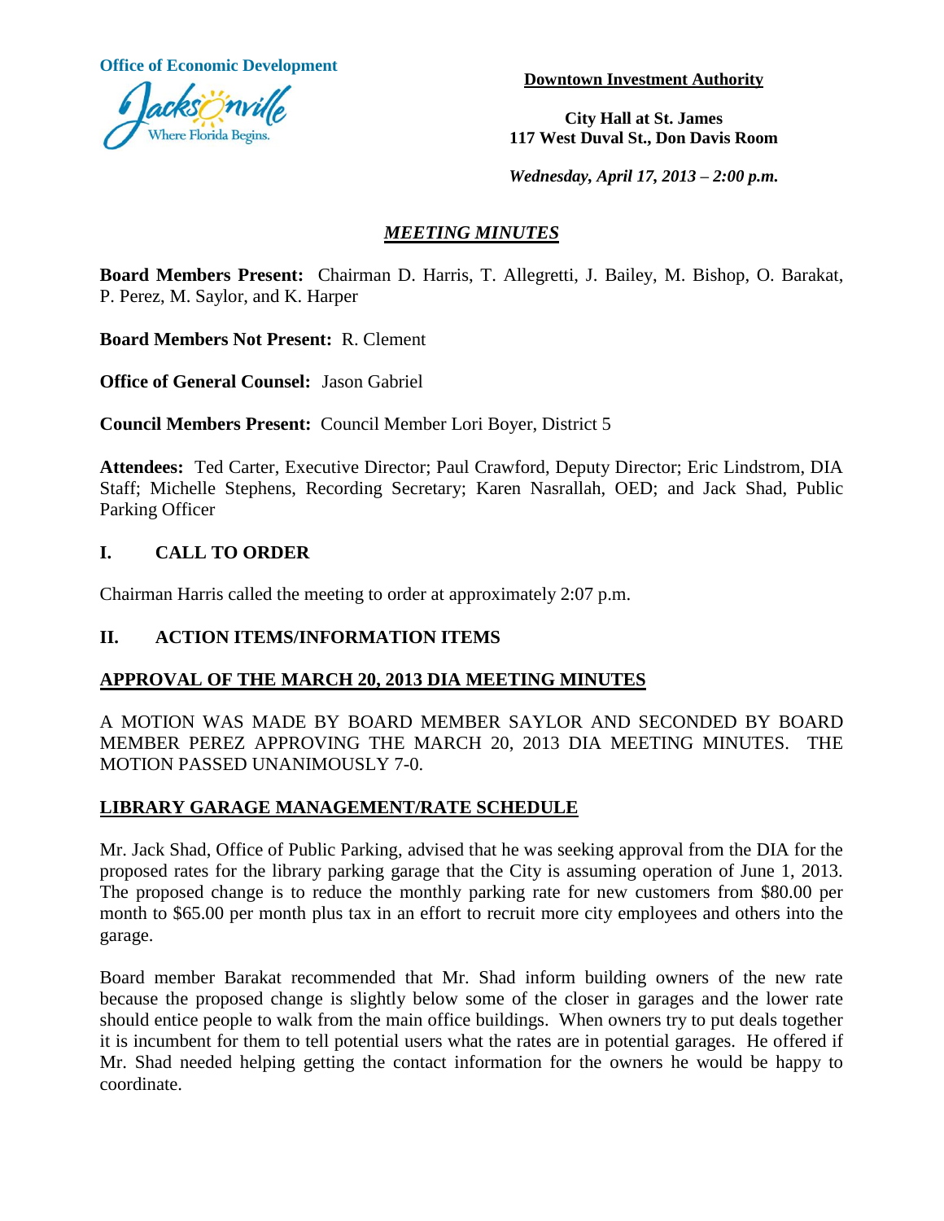Office of Economic Development

**Downtown Investment Authority**

**City Hall at St. James**
**117 West Duval St., Don Davis Room**

*Wednesday, April 17, 2013 – 2:00 p.m.*

## *MEETING MINUTES*

**Board Members Present:** Chairman D. Harris, T. Allegretti, J. Bailey, M. Bishop, O. Barakat, P. Perez, M. Saylor, and K. Harper

**Board Members Not Present:** R. Clement

**Office of General Counsel:** Jason Gabriel

**Council Members Present:** Council Member Lori Boyer, District 5

**Attendees:** Ted Carter, Executive Director; Paul Crawford, Deputy Director; Eric Lindstrom, DIA Staff; Michelle Stephens, Recording Secretary; Karen Nasrallah, OED; and Jack Shad, Public Parking Officer

## I. CALL TO ORDER

Chairman Harris called the meeting to order at approximately 2:07 p.m.

## II. ACTION ITEMS/INFORMATION ITEMS

### APPROVAL OF THE MARCH 20, 2013 DIA MEETING MINUTES

A MOTION WAS MADE BY BOARD MEMBER SAYLOR AND SECONDED BY BOARD MEMBER PEREZ APPROVING THE MARCH 20, 2013 DIA MEETING MINUTES. THE MOTION PASSED UNANIMOUSLY 7-0.

### LIBRARY GARAGE MANAGEMENT/RATE SCHEDULE

Mr. Jack Shad, Office of Public Parking, advised that he was seeking approval from the DIA for the proposed rates for the library parking garage that the City is assuming operation of June 1, 2013. The proposed change is to reduce the monthly parking rate for new customers from $80.00 per month to $65.00 per month plus tax in an effort to recruit more city employees and others into the garage.

Board member Barakat recommended that Mr. Shad inform building owners of the new rate because the proposed change is slightly below some of the closer in garages and the lower rate should entice people to walk from the main office buildings. When owners try to put deals together it is incumbent for them to tell potential users what the rates are in potential garages. He offered if Mr. Shad needed helping getting the contact information for the owners he would be happy to coordinate.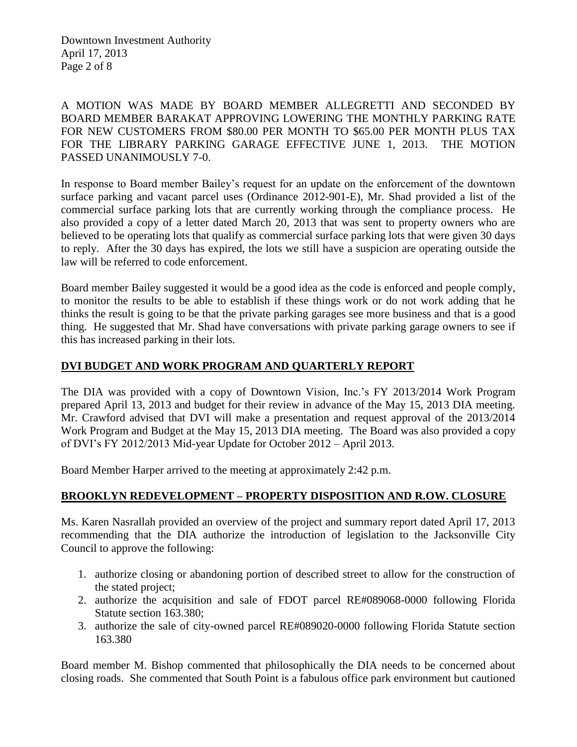A MOTION WAS MADE BY BOARD MEMBER ALLEGRETTI AND SECONDED BY BOARD MEMBER BARAKAT APPROVING LOWERING THE MONTHLY PARKING RATE FOR NEW CUSTOMERS FROM $80.00 PER MONTH TO $65.00 PER MONTH PLUS TAX FOR THE LIBRARY PARKING GARAGE EFFECTIVE JUNE 1, 2013. THE MOTION PASSED UNANIMOUSLY 7-0.

In response to Board member Bailey's request for an update on the enforcement of the downtown surface parking and vacant parcel uses (Ordinance 2012-901-E), Mr. Shad provided a list of the commercial surface parking lots that are currently working through the compliance process. He also provided a copy of a letter dated March 20, 2013 that was sent to property owners who are believed to be operating lots that qualify as commercial surface parking lots that were given 30 days to reply. After the 30 days has expired, the lots we still have a suspicion are operating outside the law will be referred to code enforcement.

Board member Bailey suggested it would be a good idea as the code is enforced and people comply, to monitor the results to be able to establish if these things work or do not work adding that he thinks the result is going to be that the private parking garages see more business and that is a good thing. He suggested that Mr. Shad have conversations with private parking garage owners to see if this has increased parking in their lots.

## DVI BUDGET AND WORK PROGRAM AND QUARTERLY REPORT

The DIA was provided with a copy of Downtown Vision, Inc.'s FY 2013/2014 Work Program prepared April 13, 2013 and budget for their review in advance of the May 15, 2013 DIA meeting. Mr. Crawford advised that DVI will make a presentation and request approval of the 2013/2014 Work Program and Budget at the May 15, 2013 DIA meeting. The Board was also provided a copy of DVI's FY 2012/2013 Mid-year Update for October 2012 – April 2013.

Board Member Harper arrived to the meeting at approximately 2:42 p.m.

## BROOKLYN REDEVELOPMENT – PROPERTY DISPOSITION AND R.OW. CLOSURE

Ms. Karen Nasrallah provided an overview of the project and summary report dated April 17, 2013 recommending that the DIA authorize the introduction of legislation to the Jacksonville City Council to approve the following:

1. authorize closing or abandoning portion of described street to allow for the construction of the stated project;
2. authorize the acquisition and sale of FDOT parcel RE#089068-0000 following Florida Statute section 163.380;
3. authorize the sale of city-owned parcel RE#089020-0000 following Florida Statute section 163.380

Board member M. Bishop commented that philosophically the DIA needs to be concerned about closing roads. She commented that South Point is a fabulous office park environment but cautioned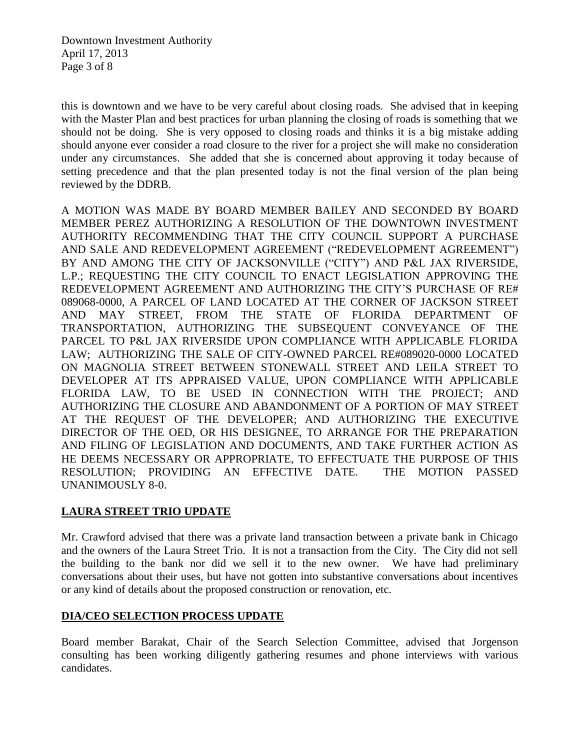this is downtown and we have to be very careful about closing roads. She advised that in keeping with the Master Plan and best practices for urban planning the closing of roads is something that we should not be doing. She is very opposed to closing roads and thinks it is a big mistake adding should anyone ever consider a road closure to the river for a project she will make no consideration under any circumstances. She added that she is concerned about approving it today because of setting precedence and that the plan presented today is not the final version of the plan being reviewed by the DDRB.

A MOTION WAS MADE BY BOARD MEMBER BAILEY AND SECONDED BY BOARD MEMBER PEREZ AUTHORIZING A RESOLUTION OF THE DOWNTOWN INVESTMENT AUTHORITY RECOMMENDING THAT THE CITY COUNCIL SUPPORT A PURCHASE AND SALE AND REDEVELOPMENT AGREEMENT ("REDEVELOPMENT AGREEMENT") BY AND AMONG THE CITY OF JACKSONVILLE ("CITY") AND P&L JAX RIVERSIDE, L.P.; REQUESTING THE CITY COUNCIL TO ENACT LEGISLATION APPROVING THE REDEVELOPMENT AGREEMENT AND AUTHORIZING THE CITY'S PURCHASE OF RE# 089068-0000, A PARCEL OF LAND LOCATED AT THE CORNER OF JACKSON STREET AND MAY STREET, FROM THE STATE OF FLORIDA DEPARTMENT OF TRANSPORTATION, AUTHORIZING THE SUBSEQUENT CONVEYANCE OF THE PARCEL TO P&L JAX RIVERSIDE UPON COMPLIANCE WITH APPLICABLE FLORIDA LAW; AUTHORIZING THE SALE OF CITY-OWNED PARCEL RE#089020-0000 LOCATED ON MAGNOLIA STREET BETWEEN STONEWALL STREET AND LEILA STREET TO DEVELOPER AT ITS APPRAISED VALUE, UPON COMPLIANCE WITH APPLICABLE FLORIDA LAW, TO BE USED IN CONNECTION WITH THE PROJECT; AND AUTHORIZING THE CLOSURE AND ABANDONMENT OF A PORTION OF MAY STREET AT THE REQUEST OF THE DEVELOPER; AND AUTHORIZING THE EXECUTIVE DIRECTOR OF THE OED, OR HIS DESIGNEE, TO ARRANGE FOR THE PREPARATION AND FILING OF LEGISLATION AND DOCUMENTS, AND TAKE FURTHER ACTION AS HE DEEMS NECESSARY OR APPROPRIATE, TO EFFECTUATE THE PURPOSE OF THIS RESOLUTION; PROVIDING AN EFFECTIVE DATE. THE MOTION PASSED UNANIMOUSLY 8-0.

## LAURA STREET TRIO UPDATE

Mr. Crawford advised that there was a private land transaction between a private bank in Chicago and the owners of the Laura Street Trio. It is not a transaction from the City. The City did not sell the building to the bank nor did we sell it to the new owner. We have had preliminary conversations about their uses, but have not gotten into substantive conversations about incentives or any kind of details about the proposed construction or renovation, etc.

## DIA/CEO SELECTION PROCESS UPDATE

Board member Barakat, Chair of the Search Selection Committee, advised that Jorgenson consulting has been working diligently gathering resumes and phone interviews with various candidates.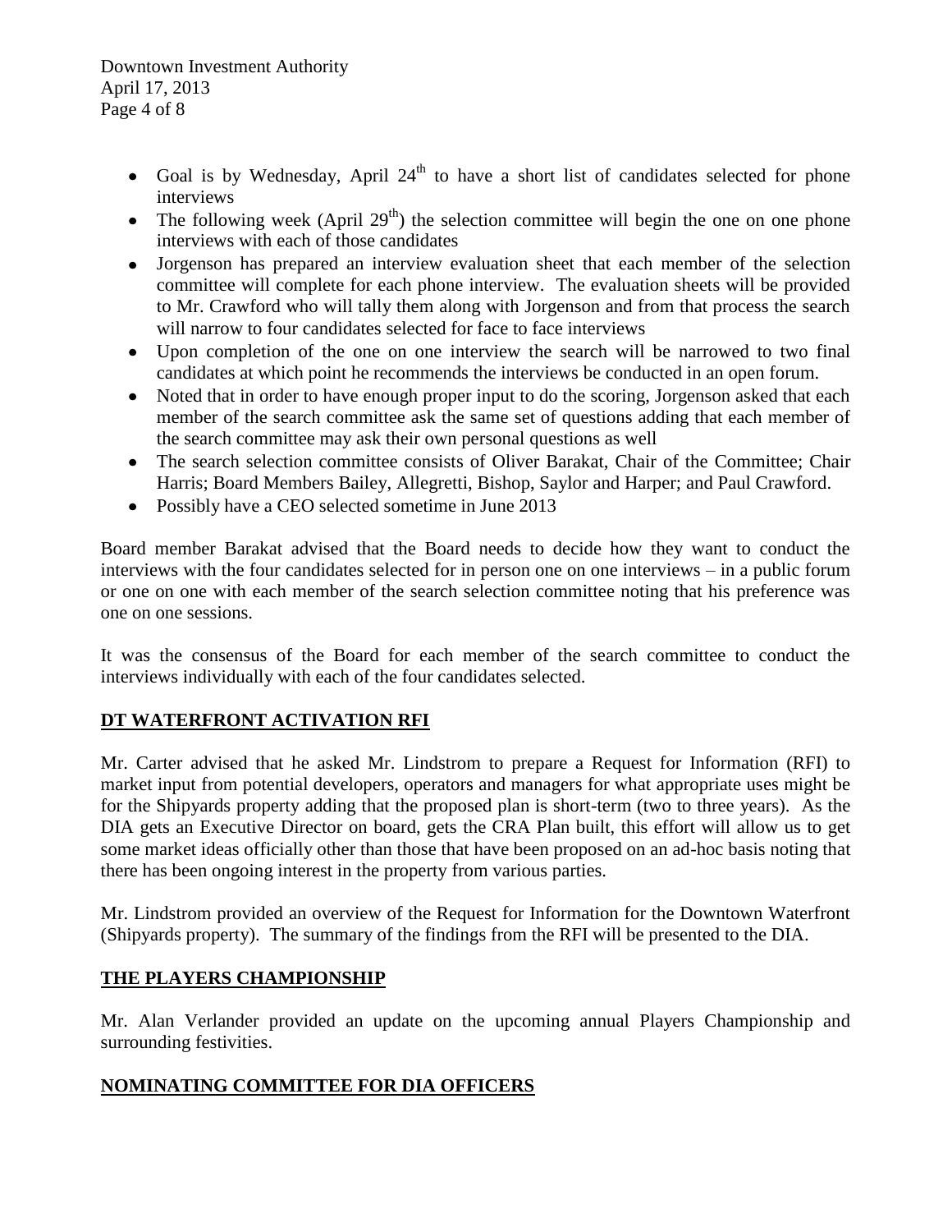- Goal is by Wednesday, April 24th to have a short list of candidates selected for phone interviews
- The following week (April 29th) the selection committee will begin the one on one phone interviews with each of those candidates
- Jorgenson has prepared an interview evaluation sheet that each member of the selection committee will complete for each phone interview. The evaluation sheets will be provided to Mr. Crawford who will tally them along with Jorgenson and from that process the search will narrow to four candidates selected for face to face interviews
- Upon completion of the one on one interview the search will be narrowed to two final candidates at which point he recommends the interviews be conducted in an open forum.
- Noted that in order to have enough proper input to do the scoring, Jorgenson asked that each member of the search committee ask the same set of questions adding that each member of the search committee may ask their own personal questions as well
- The search selection committee consists of Oliver Barakat, Chair of the Committee; Chair Harris; Board Members Bailey, Allegretti, Bishop, Saylor and Harper; and Paul Crawford.
- Possibly have a CEO selected sometime in June 2013

Board member Barakat advised that the Board needs to decide how they want to conduct the interviews with the four candidates selected for in person one on one interviews – in a public forum or one on one with each member of the search selection committee noting that his preference was one on one sessions.

It was the consensus of the Board for each member of the search committee to conduct the interviews individually with each of the four candidates selected.

## DT WATERFRONT ACTIVATION RFI

Mr. Carter advised that he asked Mr. Lindstrom to prepare a Request for Information (RFI) to market input from potential developers, operators and managers for what appropriate uses might be for the Shipyards property adding that the proposed plan is short-term (two to three years). As the DIA gets an Executive Director on board, gets the CRA Plan built, this effort will allow us to get some market ideas officially other than those that have been proposed on an ad-hoc basis noting that there has been ongoing interest in the property from various parties.

Mr. Lindstrom provided an overview of the Request for Information for the Downtown Waterfront (Shipyards property). The summary of the findings from the RFI will be presented to the DIA.

## THE PLAYERS CHAMPIONSHIP

Mr. Alan Verlander provided an update on the upcoming annual Players Championship and surrounding festivities.

## NOMINATING COMMITTEE FOR DIA OFFICERS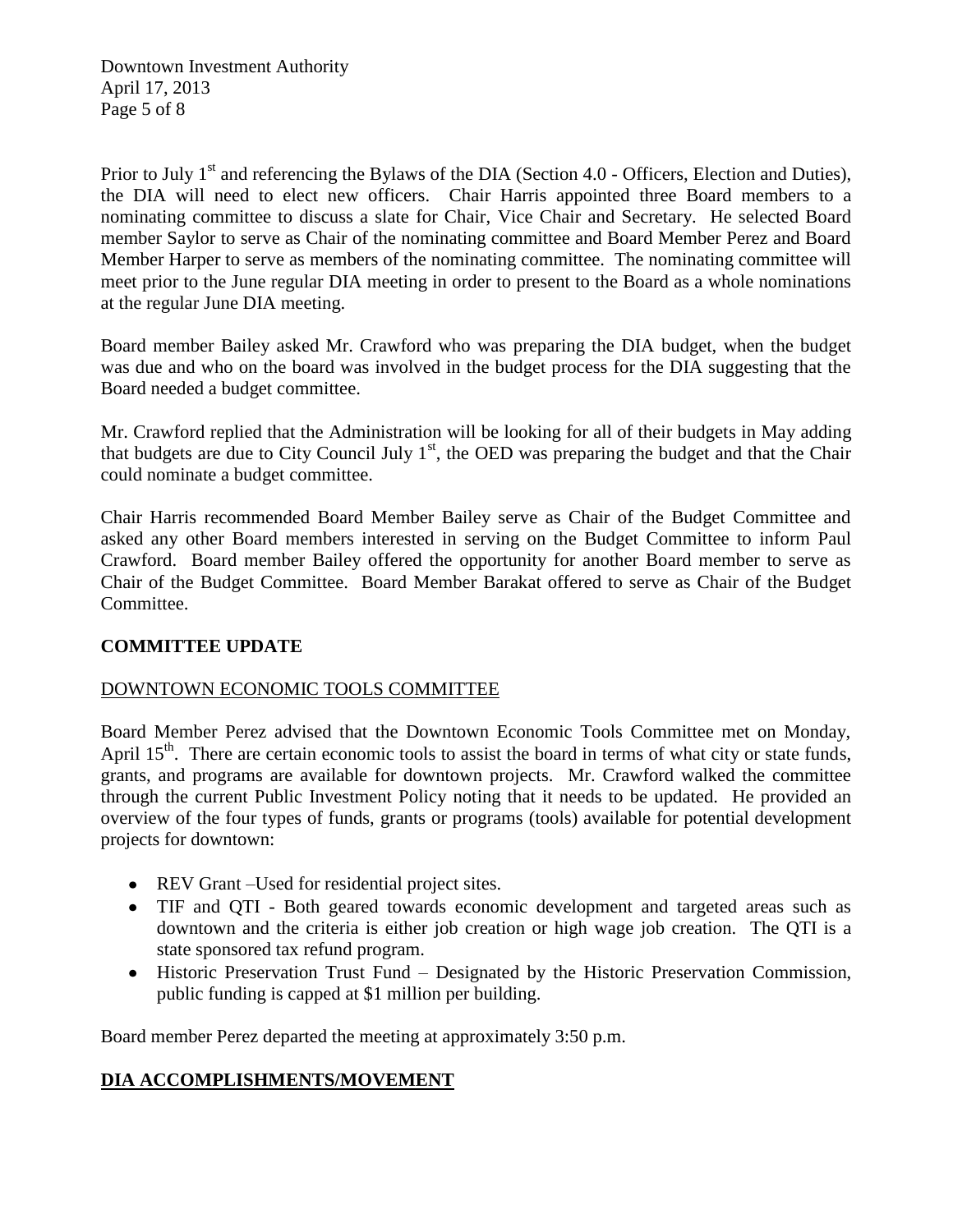Prior to July 1st and referencing the Bylaws of the DIA (Section 4.0 - Officers, Election and Duties), the DIA will need to elect new officers. Chair Harris appointed three Board members to a nominating committee to discuss a slate for Chair, Vice Chair and Secretary. He selected Board member Saylor to serve as Chair of the nominating committee and Board Member Perez and Board Member Harper to serve as members of the nominating committee. The nominating committee will meet prior to the June regular DIA meeting in order to present to the Board as a whole nominations at the regular June DIA meeting.

Board member Bailey asked Mr. Crawford who was preparing the DIA budget, when the budget was due and who on the board was involved in the budget process for the DIA suggesting that the Board needed a budget committee.

Mr. Crawford replied that the Administration will be looking for all of their budgets in May adding that budgets are due to City Council July 1st, the OED was preparing the budget and that the Chair could nominate a budget committee.

Chair Harris recommended Board Member Bailey serve as Chair of the Budget Committee and asked any other Board members interested in serving on the Budget Committee to inform Paul Crawford. Board member Bailey offered the opportunity for another Board member to serve as Chair of the Budget Committee. Board Member Barakat offered to serve as Chair of the Budget Committee.

## COMMITTEE UPDATE

DOWNTOWN ECONOMIC TOOLS COMMITTEE

Board Member Perez advised that the Downtown Economic Tools Committee met on Monday, April 15th. There are certain economic tools to assist the board in terms of what city or state funds, grants, and programs are available for downtown projects. Mr. Crawford walked the committee through the current Public Investment Policy noting that it needs to be updated. He provided an overview of the four types of funds, grants or programs (tools) available for potential development projects for downtown:

- REV Grant –Used for residential project sites.
- TIF and QTI - Both geared towards economic development and targeted areas such as downtown and the criteria is either job creation or high wage job creation. The QTI is a state sponsored tax refund program.
- Historic Preservation Trust Fund – Designated by the Historic Preservation Commission, public funding is capped at $1 million per building.

Board member Perez departed the meeting at approximately 3:50 p.m.

## DIA ACCOMPLISHMENTS/MOVEMENT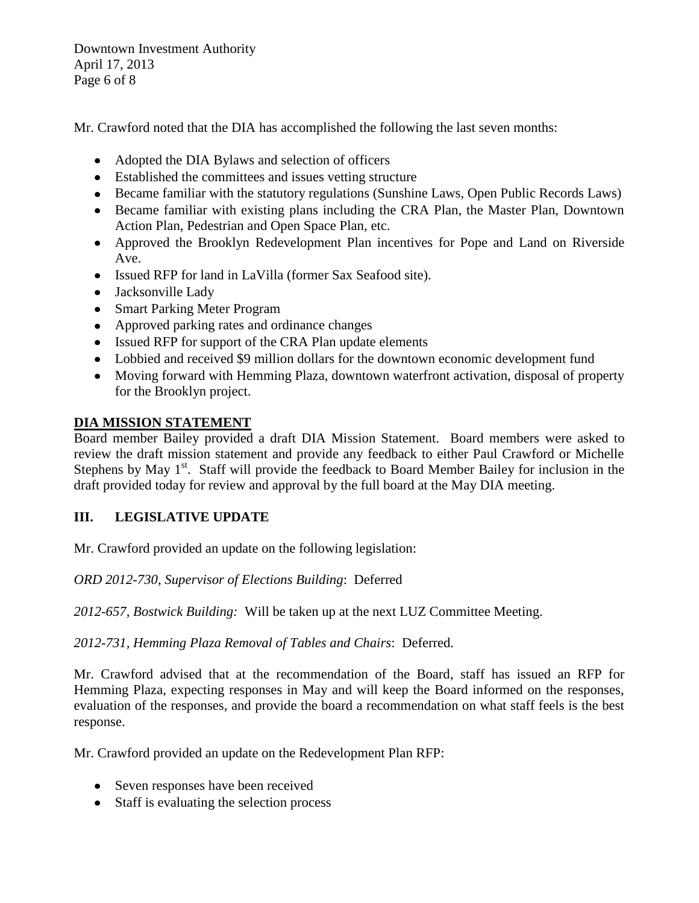Mr. Crawford noted that the DIA has accomplished the following the last seven months:

- Adopted the DIA Bylaws and selection of officers
- Established the committees and issues vetting structure
- Became familiar with the statutory regulations (Sunshine Laws, Open Public Records Laws)
- Became familiar with existing plans including the CRA Plan, the Master Plan, Downtown Action Plan, Pedestrian and Open Space Plan, etc.
- Approved the Brooklyn Redevelopment Plan incentives for Pope and Land on Riverside Ave.
- Issued RFP for land in LaVilla (former Sax Seafood site).
- Jacksonville Lady
- Smart Parking Meter Program
- Approved parking rates and ordinance changes
- Issued RFP for support of the CRA Plan update elements
- Lobbied and received $9 million dollars for the downtown economic development fund
- Moving forward with Hemming Plaza, downtown waterfront activation, disposal of property for the Brooklyn project.

**DIA MISSION STATEMENT**

Board member Bailey provided a draft DIA Mission Statement. Board members were asked to review the draft mission statement and provide any feedback to either Paul Crawford or Michelle Stephens by May 1st. Staff will provide the feedback to Board Member Bailey for inclusion in the draft provided today for review and approval by the full board at the May DIA meeting.

## III. LEGISLATIVE UPDATE

Mr. Crawford provided an update on the following legislation:

*ORD 2012-730, Supervisor of Elections Building*: Deferred

*2012-657, Bostwick Building:* Will be taken up at the next LUZ Committee Meeting.

*2012-731, Hemming Plaza Removal of Tables and Chairs*: Deferred.

Mr. Crawford advised that at the recommendation of the Board, staff has issued an RFP for Hemming Plaza, expecting responses in May and will keep the Board informed on the responses, evaluation of the responses, and provide the board a recommendation on what staff feels is the best response.

Mr. Crawford provided an update on the Redevelopment Plan RFP:

- Seven responses have been received
- Staff is evaluating the selection process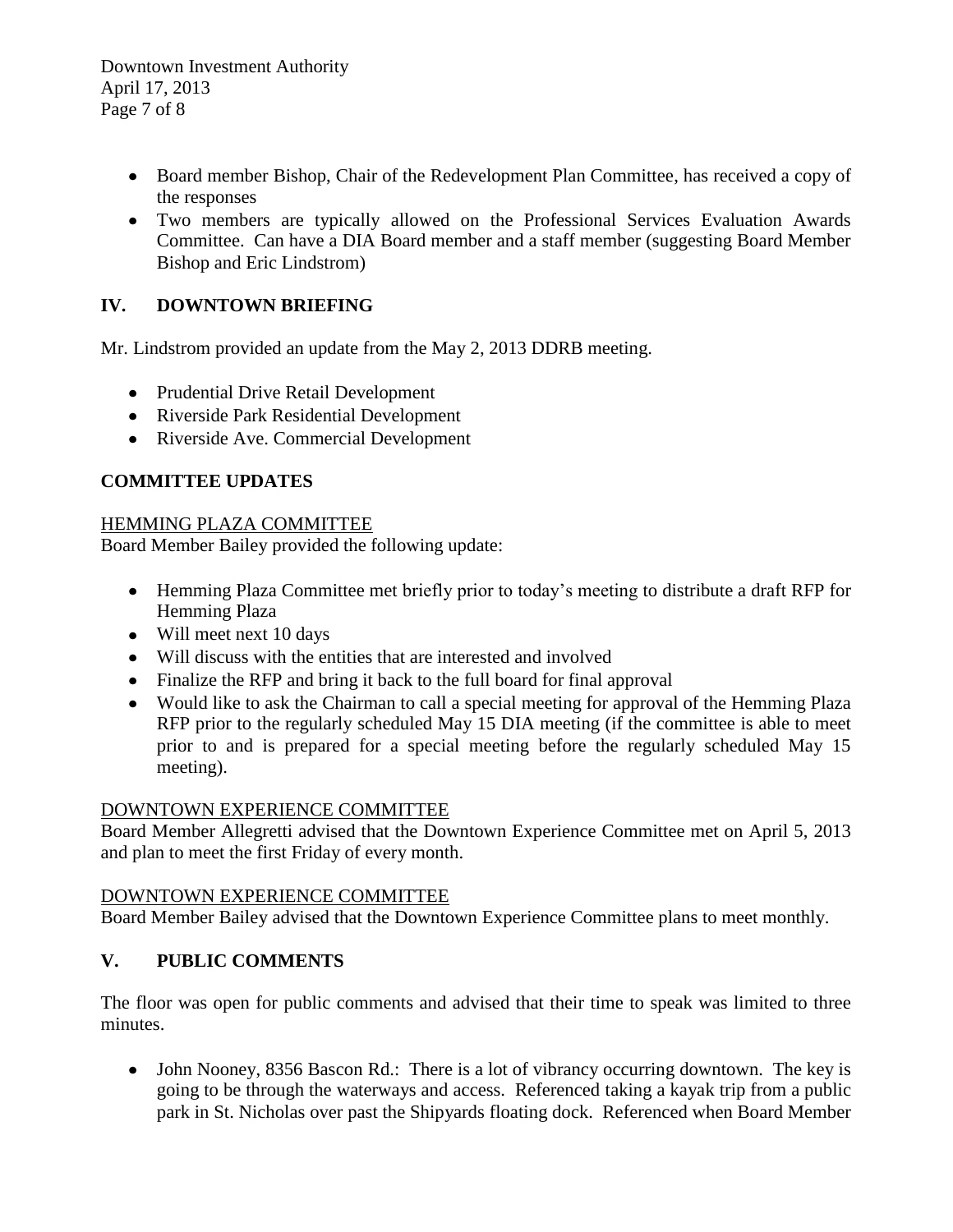- Board member Bishop, Chair of the Redevelopment Plan Committee, has received a copy of the responses
- Two members are typically allowed on the Professional Services Evaluation Awards Committee. Can have a DIA Board member and a staff member (suggesting Board Member Bishop and Eric Lindstrom)

## IV. DOWNTOWN BRIEFING

Mr. Lindstrom provided an update from the May 2, 2013 DDRB meeting.

- Prudential Drive Retail Development
- Riverside Park Residential Development
- Riverside Ave. Commercial Development

## COMMITTEE UPDATES

HEMMING PLAZA COMMITTEE

Board Member Bailey provided the following update:

- Hemming Plaza Committee met briefly prior to today's meeting to distribute a draft RFP for Hemming Plaza
- Will meet next 10 days
- Will discuss with the entities that are interested and involved
- Finalize the RFP and bring it back to the full board for final approval
- Would like to ask the Chairman to call a special meeting for approval of the Hemming Plaza RFP prior to the regularly scheduled May 15 DIA meeting (if the committee is able to meet prior to and is prepared for a special meeting before the regularly scheduled May 15 meeting).

DOWNTOWN EXPERIENCE COMMITTEE

Board Member Allegretti advised that the Downtown Experience Committee met on April 5, 2013 and plan to meet the first Friday of every month.

DOWNTOWN EXPERIENCE COMMITTEE

Board Member Bailey advised that the Downtown Experience Committee plans to meet monthly.

## V. PUBLIC COMMENTS

The floor was open for public comments and advised that their time to speak was limited to three minutes.

- John Nooney, 8356 Bascon Rd.: There is a lot of vibrancy occurring downtown. The key is going to be through the waterways and access. Referenced taking a kayak trip from a public park in St. Nicholas over past the Shipyards floating dock. Referenced when Board Member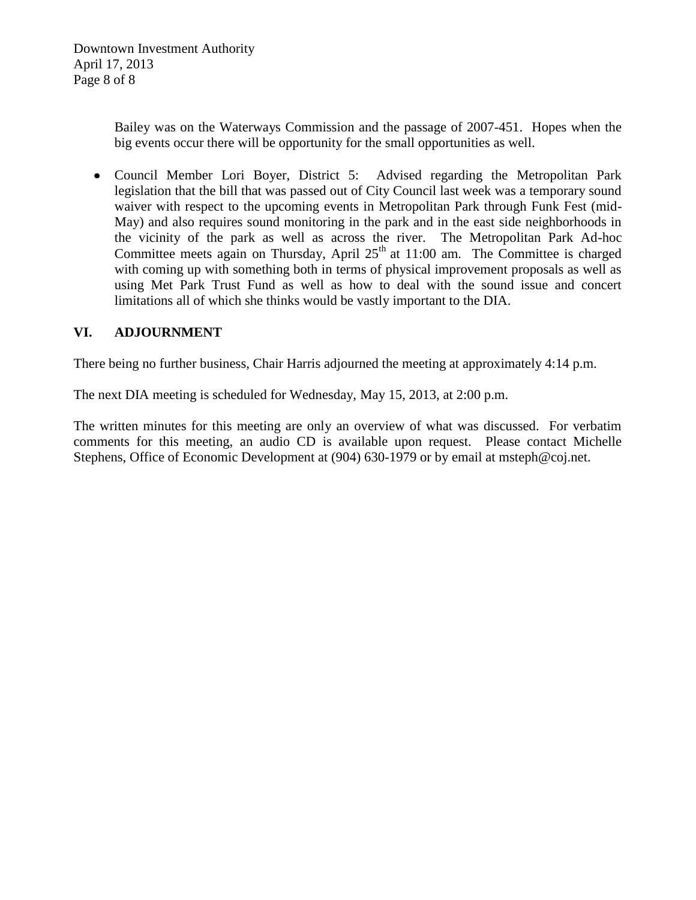Bailey was on the Waterways Commission and the passage of 2007-451. Hopes when the big events occur there will be opportunity for the small opportunities as well.

- Council Member Lori Boyer, District 5: Advised regarding the Metropolitan Park legislation that the bill that was passed out of City Council last week was a temporary sound waiver with respect to the upcoming events in Metropolitan Park through Funk Fest (mid-May) and also requires sound monitoring in the park and in the east side neighborhoods in the vicinity of the park as well as across the river. The Metropolitan Park Ad-hoc Committee meets again on Thursday, April 25th at 11:00 am. The Committee is charged with coming up with something both in terms of physical improvement proposals as well as using Met Park Trust Fund as well as how to deal with the sound issue and concert limitations all of which she thinks would be vastly important to the DIA.

## VI. ADJOURNMENT

There being no further business, Chair Harris adjourned the meeting at approximately 4:14 p.m.

The next DIA meeting is scheduled for Wednesday, May 15, 2013, at 2:00 p.m.

The written minutes for this meeting are only an overview of what was discussed. For verbatim comments for this meeting, an audio CD is available upon request. Please contact Michelle Stephens, Office of Economic Development at (904) 630-1979 or by email at msteph@coj.net.